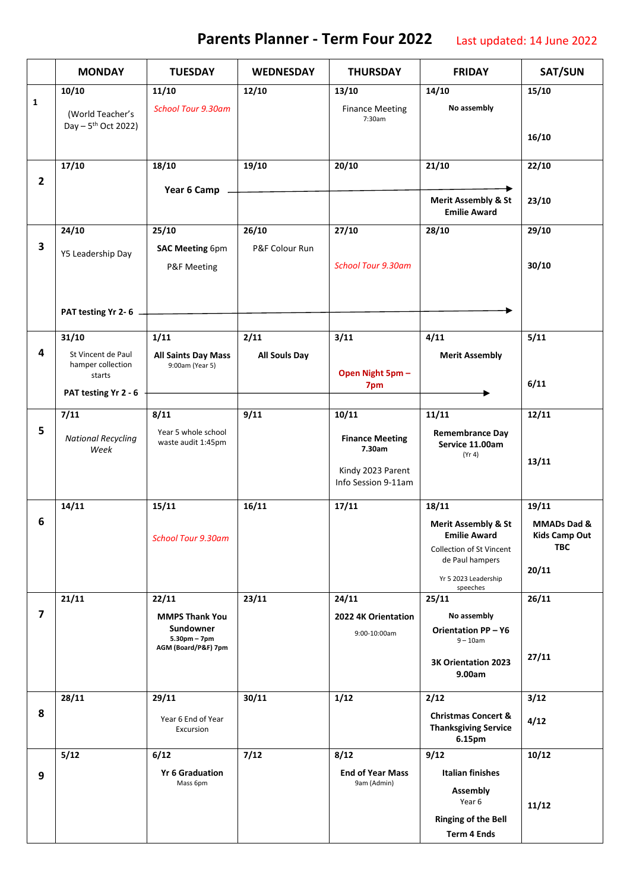# Parents Planner - Term Four 2022

Last updated: 14 June 2022

| | MONDAY | TUESDAY | WEDNESDAY | THURSDAY | FRIDAY | SAT/SUN |
|---|---|---|---|---|---|---|
| **1** | **10/10** (World Teacher's Day – 5th Oct 2022) | **11/10** *School Tour 9.30am* | **12/10** | **13/10** Finance Meeting 7:30am | **14/10** **No assembly** | **15/10** **16/10** |
| **2** | **17/10** | **18/10** **Year 6 Camp** → | **19/10** → | **20/10** → | **21/10** → **Merit Assembly & St Emilie Award** | **22/10** **23/10** |
| **3** | **24/10** Y5 Leadership Day **PAT testing Yr 2- 6** → | **25/10** **SAC Meeting** 6pm P&F Meeting → | **26/10** P&F Colour Run → | **27/10** *School Tour 9.30am* → | **28/10** → | **29/10** **30/10** |
| **4** | **31/10** St Vincent de Paul hamper collection starts **PAT testing Yr 2 - 6** → | **1/11** **All Saints Day Mass** 9:00am (Year 5) → | **2/11** **All Souls Day** → | **3/11** **Open Night 5pm – 7pm** → | **4/11** **Merit Assembly** → | **5/11** **6/11** |
| **5** | **7/11** *National Recycling Week* | **8/11** Year 5 whole school waste audit 1:45pm | **9/11** | **10/11** **Finance Meeting 7.30am** Kindy 2023 Parent Info Session 9-11am | **11/11** **Remembrance Day Service 11.00am** (Yr 4) | **12/11** **13/11** |
| **6** | **14/11** | **15/11** *School Tour 9.30am* | **16/11** | **17/11** | **18/11** **Merit Assembly & St Emilie Award** Collection of St Vincent de Paul hampers Yr 5 2023 Leadership speeches | **19/11** **MMADs Dad & Kids Camp Out TBC** **20/11** |
| **7** | **21/11** | **22/11** **MMPS Thank You Sundowner 5.30pm – 7pm** **AGM (Board/P&F) 7pm** | **23/11** | **24/11** **2022 4K Orientation** 9:00-10:00am | **25/11** **No assembly** **Orientation PP – Y6** 9 – 10am **3K Orientation 2023 9.00am** | **26/11** **27/11** |
| **8** | **28/11** | **29/11** Year 6 End of Year Excursion | **30/11** | **1/12** | **2/12** **Christmas Concert & Thanksgiving Service 6.15pm** | **3/12** **4/12** |
| **9** | **5/12** | **6/12** **Yr 6 Graduation** Mass 6pm | **7/12** | **8/12** **End of Year Mass** 9am (Admin) | **9/12** **Italian finishes** **Assembly** Year 6 **Ringing of the Bell** **Term 4 Ends** | **10/12** **11/12** |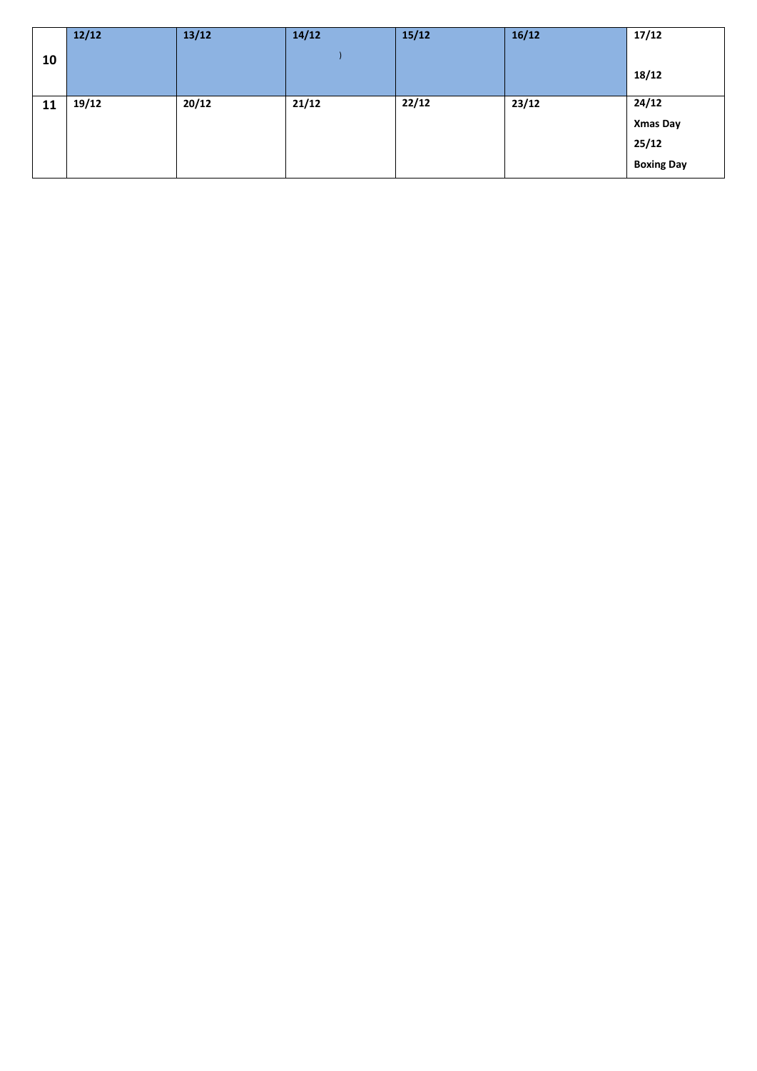| | | | | | | |
|---|---|---|---|---|---|---|
| **10** | **12/12** | **13/12** | **14/12**<br>) | **15/12** | **16/12** | **17/12**<br><br>**18/12** |
| **11** | **19/12** | **20/12** | **21/12** | **22/12** | **23/12** | **24/12**<br>**Xmas Day**<br>**25/12**<br>**Boxing Day** |